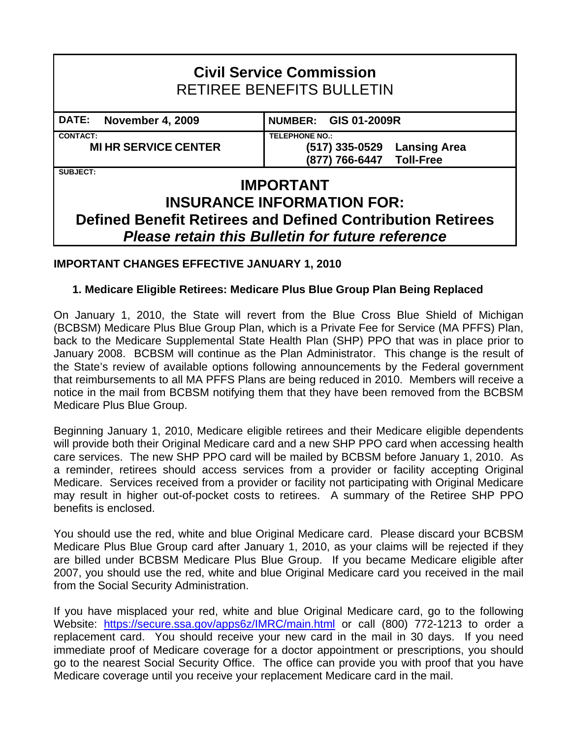# Civil Service Commission
## RETIREE BENEFITS BULLETIN

| DATE: November 4, 2009 | NUMBER: GIS 01-2009R |
|---|---|
| CONTACT: **MI HR SERVICE CENTER** | TELEPHONE NO.: **(517) 335-0529 Lansing Area** **(877) 766-6447 Toll-Free** |

SUBJECT:

**IMPORTANT**
**INSURANCE INFORMATION FOR:**
**Defined Benefit Retirees and Defined Contribution Retirees**
***Please retain this Bulletin for future reference***

**IMPORTANT CHANGES EFFECTIVE JANUARY 1, 2010**

**1. Medicare Eligible Retirees: Medicare Plus Blue Group Plan Being Replaced**

On January 1, 2010, the State will revert from the Blue Cross Blue Shield of Michigan (BCBSM) Medicare Plus Blue Group Plan, which is a Private Fee for Service (MA PFFS) Plan, back to the Medicare Supplemental State Health Plan (SHP) PPO that was in place prior to January 2008. BCBSM will continue as the Plan Administrator. This change is the result of the State's review of available options following announcements by the Federal government that reimbursements to all MA PFFS Plans are being reduced in 2010. Members will receive a notice in the mail from BCBSM notifying them that they have been removed from the BCBSM Medicare Plus Blue Group.

Beginning January 1, 2010, Medicare eligible retirees and their Medicare eligible dependents will provide both their Original Medicare card and a new SHP PPO card when accessing health care services. The new SHP PPO card will be mailed by BCBSM before January 1, 2010. As a reminder, retirees should access services from a provider or facility accepting Original Medicare. Services received from a provider or facility not participating with Original Medicare may result in higher out-of-pocket costs to retirees. A summary of the Retiree SHP PPO benefits is enclosed.

You should use the red, white and blue Original Medicare card. Please discard your BCBSM Medicare Plus Blue Group card after January 1, 2010, as your claims will be rejected if they are billed under BCBSM Medicare Plus Blue Group. If you became Medicare eligible after 2007, you should use the red, white and blue Original Medicare card you received in the mail from the Social Security Administration.

If you have misplaced your red, white and blue Original Medicare card, go to the following Website: https://secure.ssa.gov/apps6z/IMRC/main.html or call (800) 772-1213 to order a replacement card. You should receive your new card in the mail in 30 days. If you need immediate proof of Medicare coverage for a doctor appointment or prescriptions, you should go to the nearest Social Security Office. The office can provide you with proof that you have Medicare coverage until you receive your replacement Medicare card in the mail.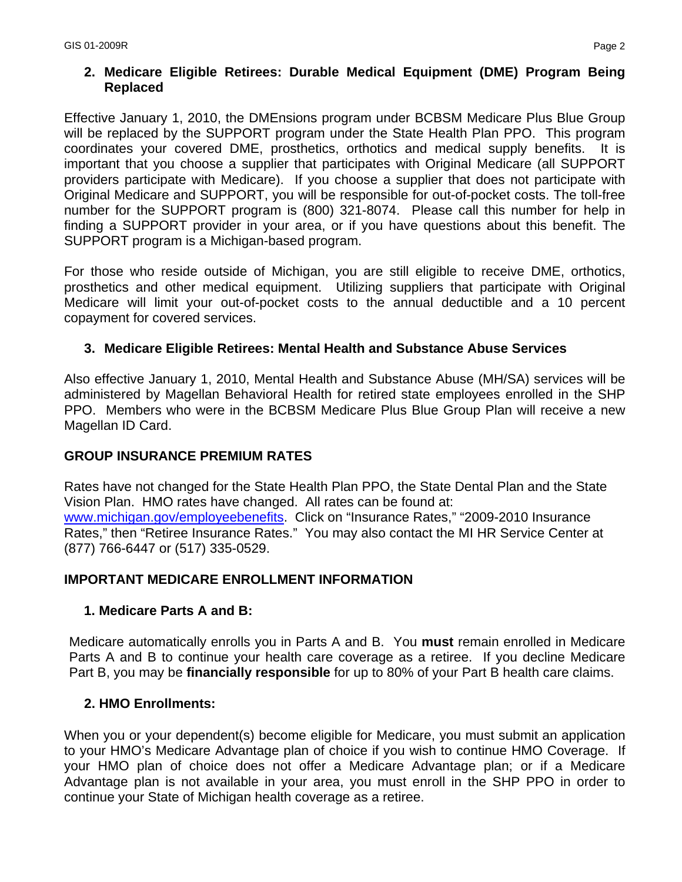### 2. Medicare Eligible Retirees: Durable Medical Equipment (DME) Program Being Replaced

Effective January 1, 2010, the DMEnsions program under BCBSM Medicare Plus Blue Group will be replaced by the SUPPORT program under the State Health Plan PPO. This program coordinates your covered DME, prosthetics, orthotics and medical supply benefits. It is important that you choose a supplier that participates with Original Medicare (all SUPPORT providers participate with Medicare). If you choose a supplier that does not participate with Original Medicare and SUPPORT, you will be responsible for out-of-pocket costs. The toll-free number for the SUPPORT program is (800) 321-8074. Please call this number for help in finding a SUPPORT provider in your area, or if you have questions about this benefit. The SUPPORT program is a Michigan-based program.

For those who reside outside of Michigan, you are still eligible to receive DME, orthotics, prosthetics and other medical equipment. Utilizing suppliers that participate with Original Medicare will limit your out-of-pocket costs to the annual deductible and a 10 percent copayment for covered services.

### 3. Medicare Eligible Retirees: Mental Health and Substance Abuse Services

Also effective January 1, 2010, Mental Health and Substance Abuse (MH/SA) services will be administered by Magellan Behavioral Health for retired state employees enrolled in the SHP PPO. Members who were in the BCBSM Medicare Plus Blue Group Plan will receive a new Magellan ID Card.

## GROUP INSURANCE PREMIUM RATES

Rates have not changed for the State Health Plan PPO, the State Dental Plan and the State Vision Plan. HMO rates have changed. All rates can be found at: www.michigan.gov/employeebenefits. Click on "Insurance Rates," "2009-2010 Insurance Rates," then "Retiree Insurance Rates." You may also contact the MI HR Service Center at (877) 766-6447 or (517) 335-0529.

## IMPORTANT MEDICARE ENROLLMENT INFORMATION

### 1. Medicare Parts A and B:

Medicare automatically enrolls you in Parts A and B. You **must** remain enrolled in Medicare Parts A and B to continue your health care coverage as a retiree. If you decline Medicare Part B, you may be **financially responsible** for up to 80% of your Part B health care claims.

### 2. HMO Enrollments:

When you or your dependent(s) become eligible for Medicare, you must submit an application to your HMO's Medicare Advantage plan of choice if you wish to continue HMO Coverage. If your HMO plan of choice does not offer a Medicare Advantage plan; or if a Medicare Advantage plan is not available in your area, you must enroll in the SHP PPO in order to continue your State of Michigan health coverage as a retiree.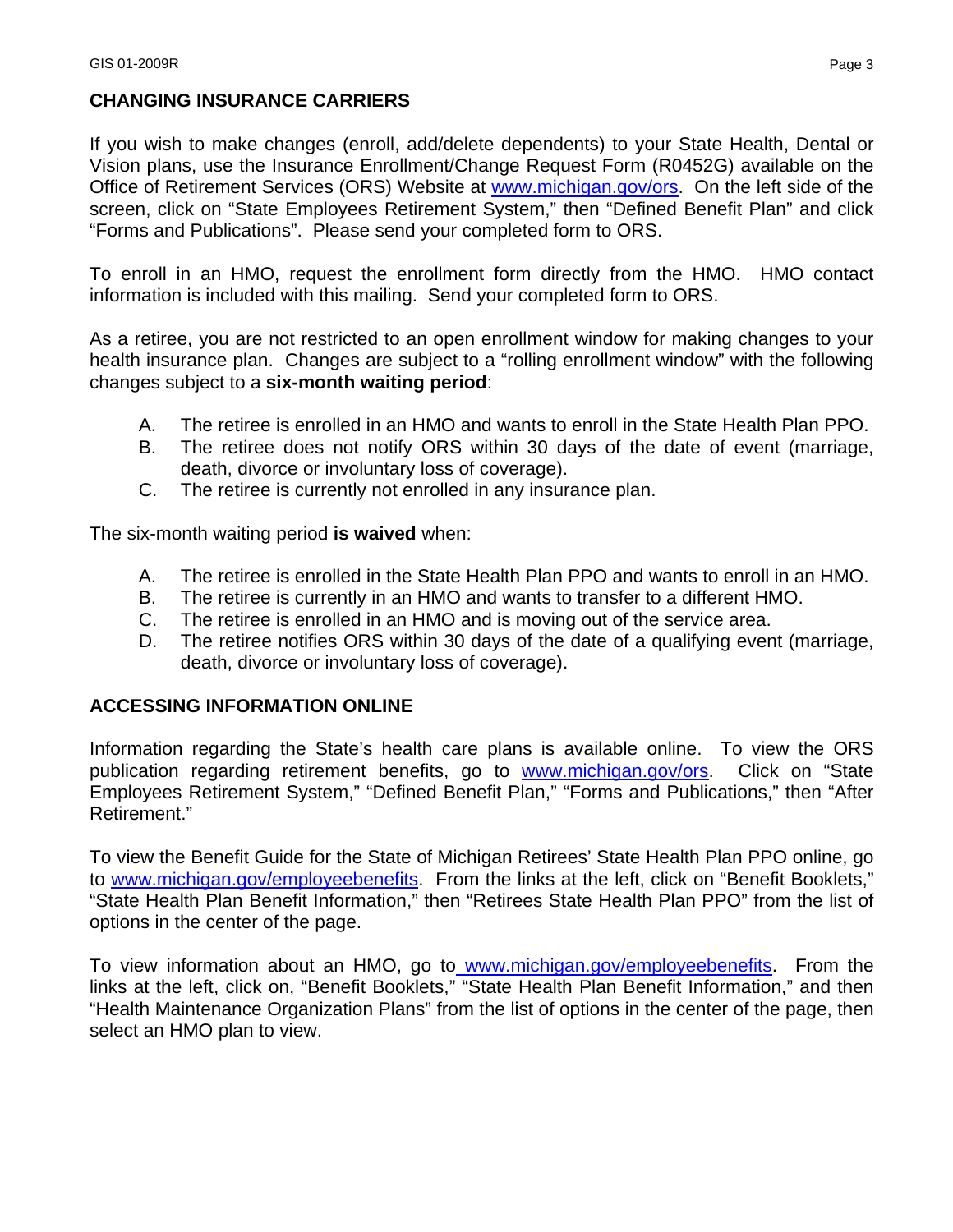## CHANGING INSURANCE CARRIERS

If you wish to make changes (enroll, add/delete dependents) to your State Health, Dental or Vision plans, use the Insurance Enrollment/Change Request Form (R0452G) available on the Office of Retirement Services (ORS) Website at www.michigan.gov/ors. On the left side of the screen, click on "State Employees Retirement System," then "Defined Benefit Plan" and click "Forms and Publications". Please send your completed form to ORS.

To enroll in an HMO, request the enrollment form directly from the HMO. HMO contact information is included with this mailing. Send your completed form to ORS.

As a retiree, you are not restricted to an open enrollment window for making changes to your health insurance plan. Changes are subject to a "rolling enrollment window" with the following changes subject to a **six-month waiting period**:

A. The retiree is enrolled in an HMO and wants to enroll in the State Health Plan PPO.
B. The retiree does not notify ORS within 30 days of the date of event (marriage, death, divorce or involuntary loss of coverage).
C. The retiree is currently not enrolled in any insurance plan.

The six-month waiting period **is waived** when:

A. The retiree is enrolled in the State Health Plan PPO and wants to enroll in an HMO.
B. The retiree is currently in an HMO and wants to transfer to a different HMO.
C. The retiree is enrolled in an HMO and is moving out of the service area.
D. The retiree notifies ORS within 30 days of the date of a qualifying event (marriage, death, divorce or involuntary loss of coverage).

## ACCESSING INFORMATION ONLINE

Information regarding the State's health care plans is available online. To view the ORS publication regarding retirement benefits, go to www.michigan.gov/ors. Click on "State Employees Retirement System," "Defined Benefit Plan," "Forms and Publications," then "After Retirement."

To view the Benefit Guide for the State of Michigan Retirees' State Health Plan PPO online, go to www.michigan.gov/employeebenefits. From the links at the left, click on "Benefit Booklets," "State Health Plan Benefit Information," then "Retirees State Health Plan PPO" from the list of options in the center of the page.

To view information about an HMO, go to www.michigan.gov/employeebenefits. From the links at the left, click on, "Benefit Booklets," "State Health Plan Benefit Information," and then "Health Maintenance Organization Plans" from the list of options in the center of the page, then select an HMO plan to view.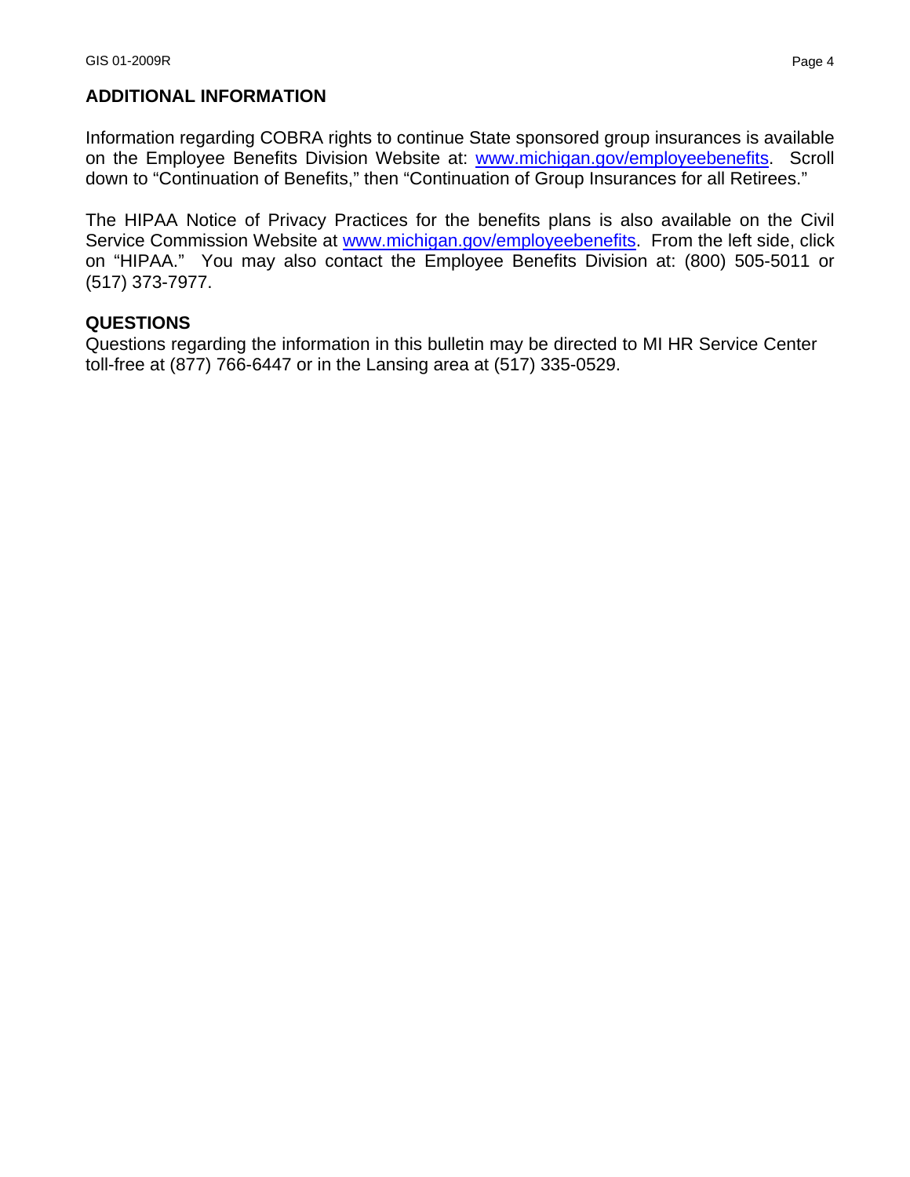## ADDITIONAL INFORMATION

Information regarding COBRA rights to continue State sponsored group insurances is available on the Employee Benefits Division Website at: www.michigan.gov/employeebenefits. Scroll down to "Continuation of Benefits," then "Continuation of Group Insurances for all Retirees."

The HIPAA Notice of Privacy Practices for the benefits plans is also available on the Civil Service Commission Website at www.michigan.gov/employeebenefits. From the left side, click on "HIPAA." You may also contact the Employee Benefits Division at: (800) 505-5011 or (517) 373-7977.

## QUESTIONS

Questions regarding the information in this bulletin may be directed to MI HR Service Center toll-free at (877) 766-6447 or in the Lansing area at (517) 335-0529.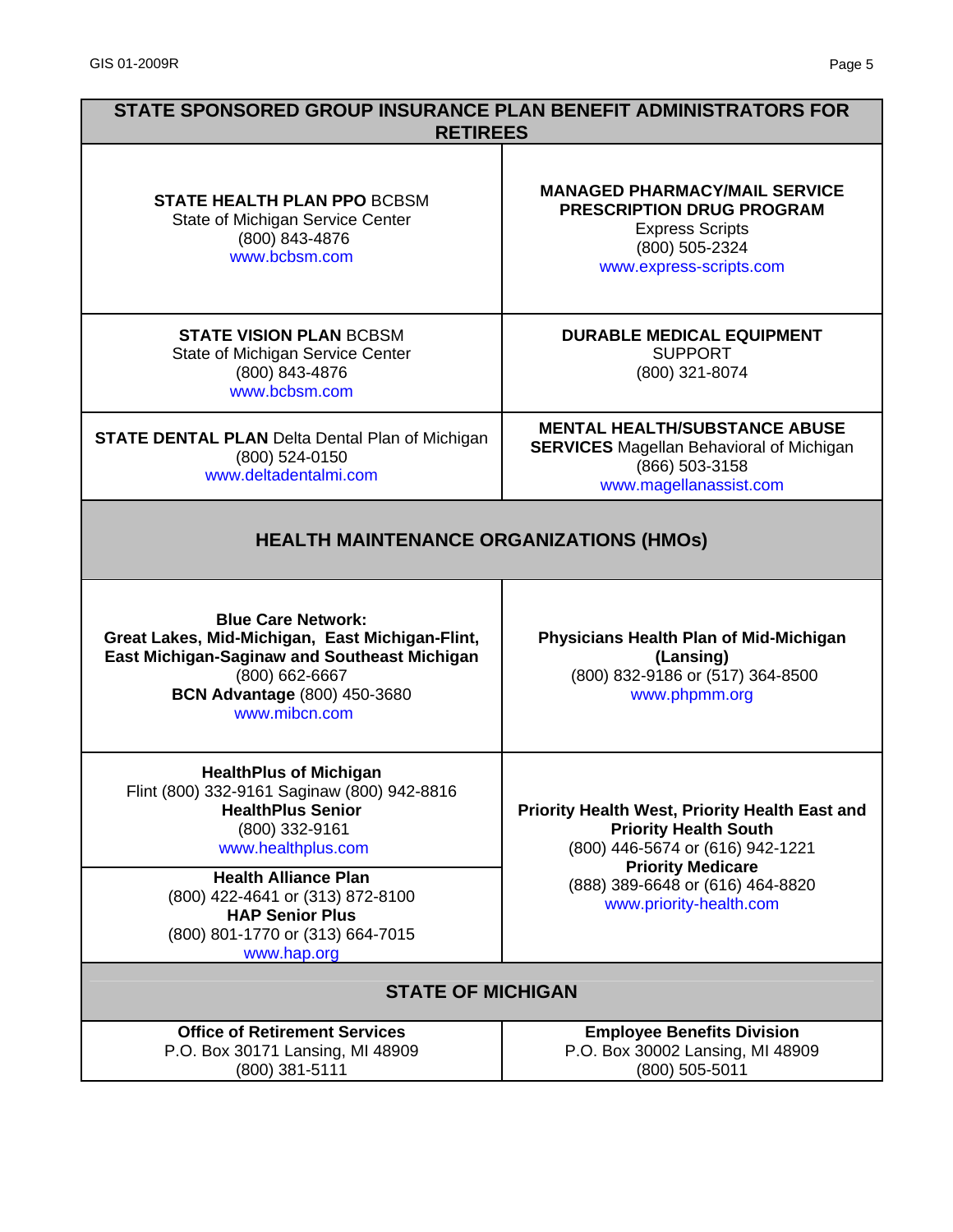## STATE SPONSORED GROUP INSURANCE PLAN BENEFIT ADMINISTRATORS FOR RETIREES

| | |
|---|---|
| **STATE HEALTH PLAN PPO** BCBSM<br>State of Michigan Service Center<br>(800) 843-4876<br>www.bcbsm.com | **MANAGED PHARMACY/MAIL SERVICE PRESCRIPTION DRUG PROGRAM**<br>Express Scripts<br>(800) 505-2324<br>www.express-scripts.com |
| **STATE VISION PLAN** BCBSM<br>State of Michigan Service Center<br>(800) 843-4876<br>www.bcbsm.com | **DURABLE MEDICAL EQUIPMENT**<br>SUPPORT<br>(800) 321-8074 |
| **STATE DENTAL PLAN** Delta Dental Plan of Michigan<br>(800) 524-0150<br>www.deltadentalmi.com | **MENTAL HEALTH/SUBSTANCE ABUSE SERVICES** Magellan Behavioral of Michigan<br>(866) 503-3158<br>www.magellanassist.com |

## HEALTH MAINTENANCE ORGANIZATIONS (HMOs)

| | |
|---|---|
| **Blue Care Network:**<br>**Great Lakes, Mid-Michigan, East Michigan-Flint, East Michigan-Saginaw and Southeast Michigan**<br>(800) 662-6667<br>**BCN Advantage** (800) 450-3680<br>www.mibcn.com | **Physicians Health Plan of Mid-Michigan (Lansing)**<br>(800) 832-9186 or (517) 364-8500<br>www.phpmm.org |
| **HealthPlus of Michigan**<br>Flint (800) 332-9161 Saginaw (800) 942-8816<br>**HealthPlus Senior**<br>(800) 332-9161<br>www.healthplus.com<br><br>**Health Alliance Plan**<br>(800) 422-4641 or (313) 872-8100<br>**HAP Senior Plus**<br>(800) 801-1770 or (313) 664-7015<br>www.hap.org | **Priority Health West, Priority Health East and Priority Health South**<br>(800) 446-5674 or (616) 942-1221<br>**Priority Medicare**<br>(888) 389-6648 or (616) 464-8820<br>www.priority-health.com |

## STATE OF MICHIGAN

| | |
|---|---|
| **Office of Retirement Services**<br>P.O. Box 30171 Lansing, MI 48909<br>(800) 381-5111 | **Employee Benefits Division**<br>P.O. Box 30002 Lansing, MI 48909<br>(800) 505-5011 |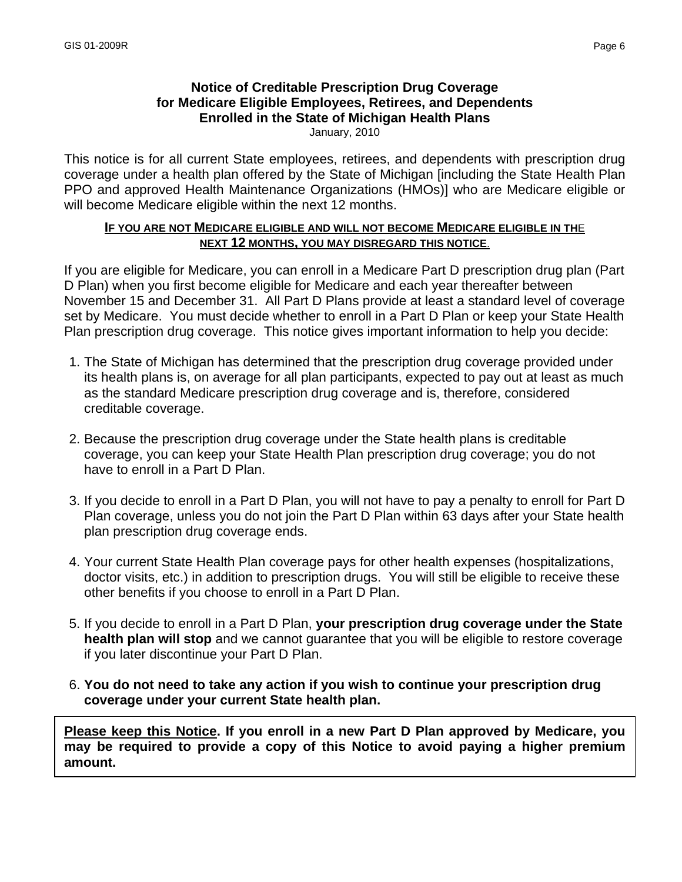**Notice of Creditable Prescription Drug Coverage for Medicare Eligible Employees, Retirees, and Dependents Enrolled in the State of Michigan Health Plans**

January, 2010

This notice is for all current State employees, retirees, and dependents with prescription drug coverage under a health plan offered by the State of Michigan [including the State Health Plan PPO and approved Health Maintenance Organizations (HMOs)] who are Medicare eligible or will become Medicare eligible within the next 12 months.

**IF YOU ARE NOT MEDICARE ELIGIBLE AND WILL NOT BECOME MEDICARE ELIGIBLE IN THE NEXT 12 MONTHS, YOU MAY DISREGARD THIS NOTICE.**

If you are eligible for Medicare, you can enroll in a Medicare Part D prescription drug plan (Part D Plan) when you first become eligible for Medicare and each year thereafter between November 15 and December 31. All Part D Plans provide at least a standard level of coverage set by Medicare. You must decide whether to enroll in a Part D Plan or keep your State Health Plan prescription drug coverage. This notice gives important information to help you decide:

1. The State of Michigan has determined that the prescription drug coverage provided under its health plans is, on average for all plan participants, expected to pay out at least as much as the standard Medicare prescription drug coverage and is, therefore, considered creditable coverage.

2. Because the prescription drug coverage under the State health plans is creditable coverage, you can keep your State Health Plan prescription drug coverage; you do not have to enroll in a Part D Plan.

3. If you decide to enroll in a Part D Plan, you will not have to pay a penalty to enroll for Part D Plan coverage, unless you do not join the Part D Plan within 63 days after your State health plan prescription drug coverage ends.

4. Your current State Health Plan coverage pays for other health expenses (hospitalizations, doctor visits, etc.) in addition to prescription drugs. You will still be eligible to receive these other benefits if you choose to enroll in a Part D Plan.

5. If you decide to enroll in a Part D Plan, **your prescription drug coverage under the State health plan will stop** and we cannot guarantee that you will be eligible to restore coverage if you later discontinue your Part D Plan.

6. **You do not need to take any action if you wish to continue your prescription drug coverage under your current State health plan.**

**Please keep this Notice. If you enroll in a new Part D Plan approved by Medicare, you may be required to provide a copy of this Notice to avoid paying a higher premium amount.**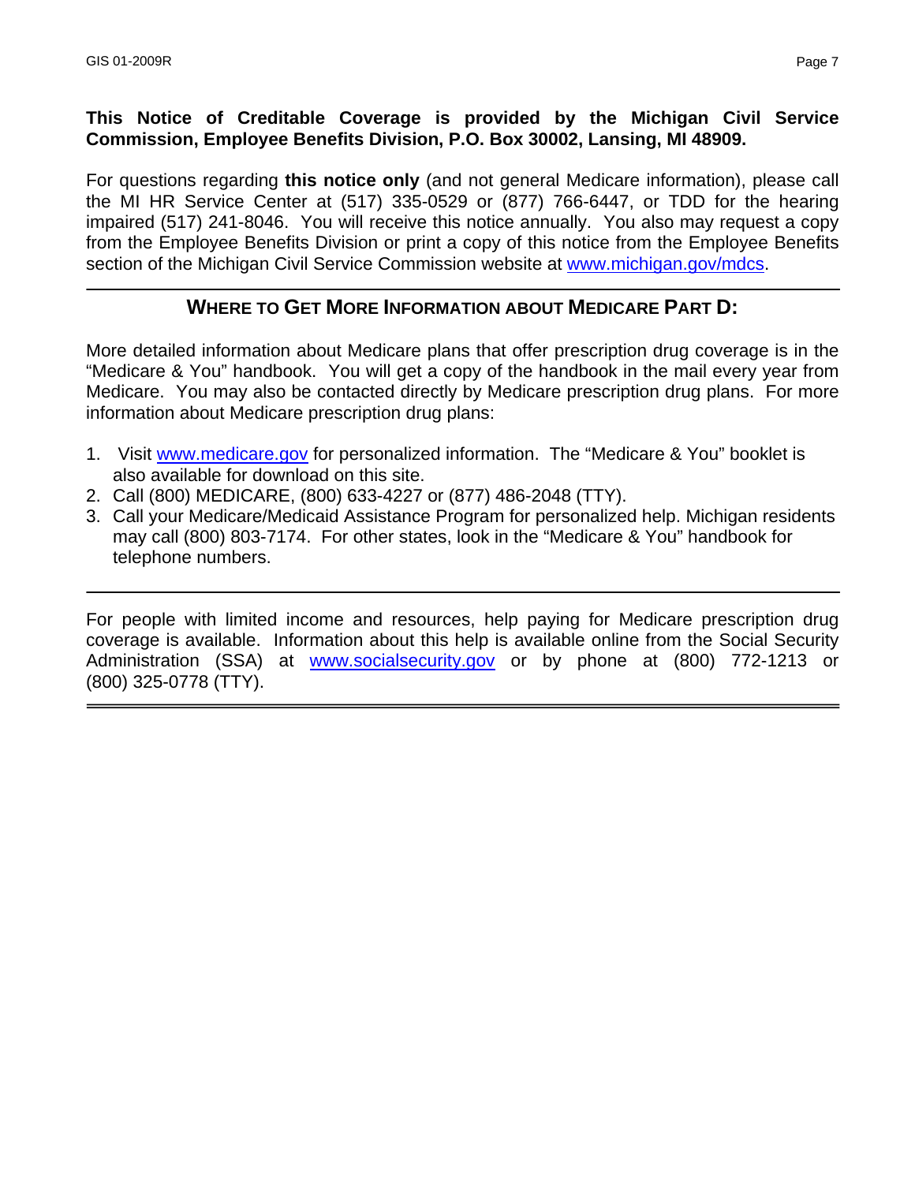**This Notice of Creditable Coverage is provided by the Michigan Civil Service Commission, Employee Benefits Division, P.O. Box 30002, Lansing, MI 48909.**

For questions regarding **this notice only** (and not general Medicare information), please call the MI HR Service Center at (517) 335-0529 or (877) 766-6447, or TDD for the hearing impaired (517) 241-8046. You will receive this notice annually. You also may request a copy from the Employee Benefits Division or print a copy of this notice from the Employee Benefits section of the Michigan Civil Service Commission website at www.michigan.gov/mdcs.

---

## WHERE TO GET MORE INFORMATION ABOUT MEDICARE PART D:

More detailed information about Medicare plans that offer prescription drug coverage is in the "Medicare & You" handbook. You will get a copy of the handbook in the mail every year from Medicare. You may also be contacted directly by Medicare prescription drug plans. For more information about Medicare prescription drug plans:

1. Visit www.medicare.gov for personalized information. The "Medicare & You" booklet is also available for download on this site.
2. Call (800) MEDICARE, (800) 633-4227 or (877) 486-2048 (TTY).
3. Call your Medicare/Medicaid Assistance Program for personalized help. Michigan residents may call (800) 803-7174. For other states, look in the "Medicare & You" handbook for telephone numbers.

---

For people with limited income and resources, help paying for Medicare prescription drug coverage is available. Information about this help is available online from the Social Security Administration (SSA) at www.socialsecurity.gov or by phone at (800) 772-1213 or (800) 325-0778 (TTY).